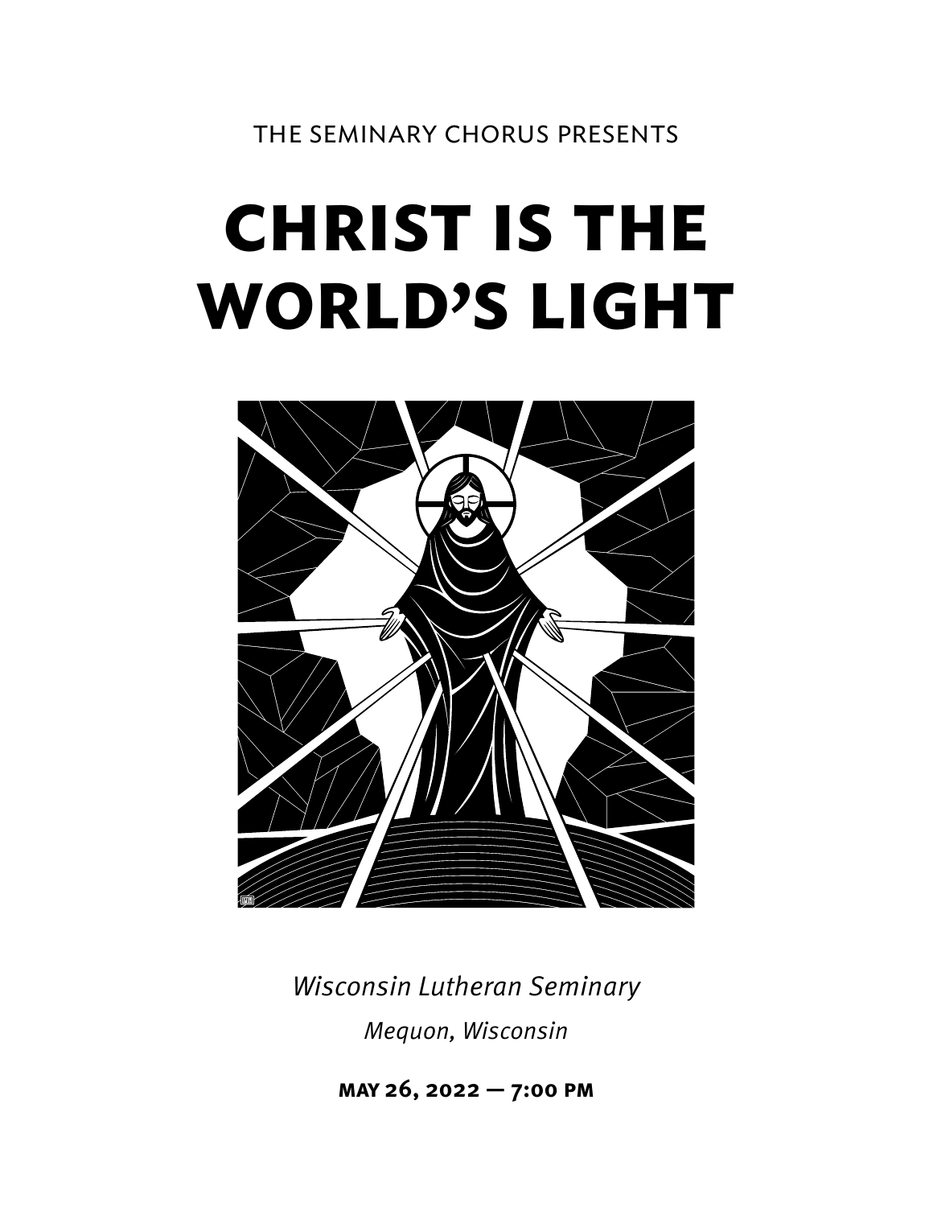THE SEMINARY CHORUS PRESENTS

# CHRIST IS THE WORLD'S LIGHT

*Wisconsin Lutheran Seminary*

*Mequon, Wisconsin*

**MAY 26, 2022 — 7:00 PM**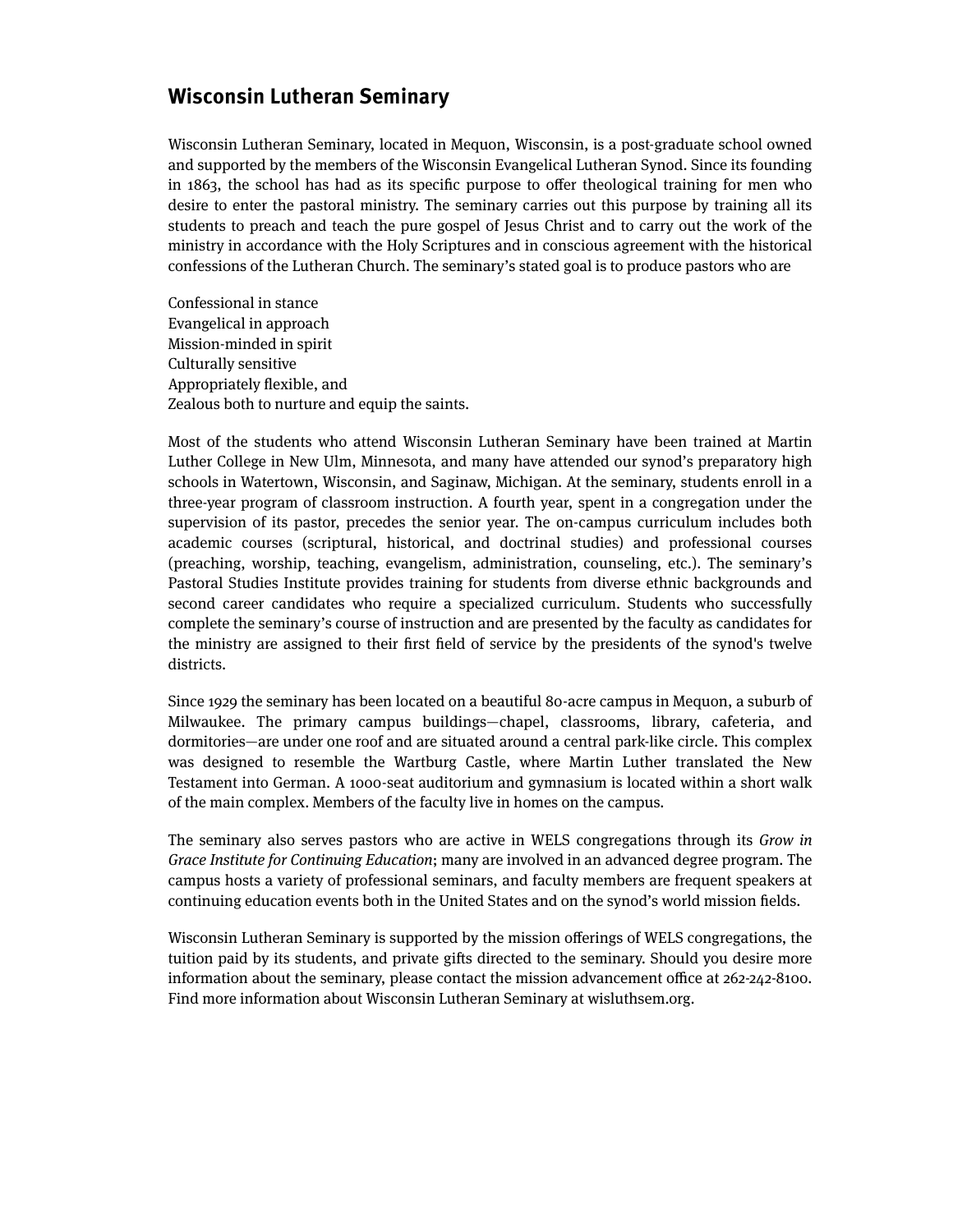## Wisconsin Lutheran Seminary

Wisconsin Lutheran Seminary, located in Mequon, Wisconsin, is a post-graduate school owned and supported by the members of the Wisconsin Evangelical Lutheran Synod. Since its founding in 1863, the school has had as its specific purpose to offer theological training for men who desire to enter the pastoral ministry. The seminary carries out this purpose by training all its students to preach and teach the pure gospel of Jesus Christ and to carry out the work of the ministry in accordance with the Holy Scriptures and in conscious agreement with the historical confessions of the Lutheran Church. The seminary's stated goal is to produce pastors who are

Confessional in stance
Evangelical in approach
Mission-minded in spirit
Culturally sensitive
Appropriately flexible, and
Zealous both to nurture and equip the saints.

Most of the students who attend Wisconsin Lutheran Seminary have been trained at Martin Luther College in New Ulm, Minnesota, and many have attended our synod's preparatory high schools in Watertown, Wisconsin, and Saginaw, Michigan. At the seminary, students enroll in a three-year program of classroom instruction. A fourth year, spent in a congregation under the supervision of its pastor, precedes the senior year. The on-campus curriculum includes both academic courses (scriptural, historical, and doctrinal studies) and professional courses (preaching, worship, teaching, evangelism, administration, counseling, etc.). The seminary's Pastoral Studies Institute provides training for students from diverse ethnic backgrounds and second career candidates who require a specialized curriculum. Students who successfully complete the seminary's course of instruction and are presented by the faculty as candidates for the ministry are assigned to their first field of service by the presidents of the synod's twelve districts.

Since 1929 the seminary has been located on a beautiful 80-acre campus in Mequon, a suburb of Milwaukee. The primary campus buildings—chapel, classrooms, library, cafeteria, and dormitories—are under one roof and are situated around a central park-like circle. This complex was designed to resemble the Wartburg Castle, where Martin Luther translated the New Testament into German. A 1000-seat auditorium and gymnasium is located within a short walk of the main complex. Members of the faculty live in homes on the campus.

The seminary also serves pastors who are active in WELS congregations through its *Grow in Grace Institute for Continuing Education*; many are involved in an advanced degree program. The campus hosts a variety of professional seminars, and faculty members are frequent speakers at continuing education events both in the United States and on the synod's world mission fields.

Wisconsin Lutheran Seminary is supported by the mission offerings of WELS congregations, the tuition paid by its students, and private gifts directed to the seminary. Should you desire more information about the seminary, please contact the mission advancement office at 262-242-8100. Find more information about Wisconsin Lutheran Seminary at wisluthsem.org.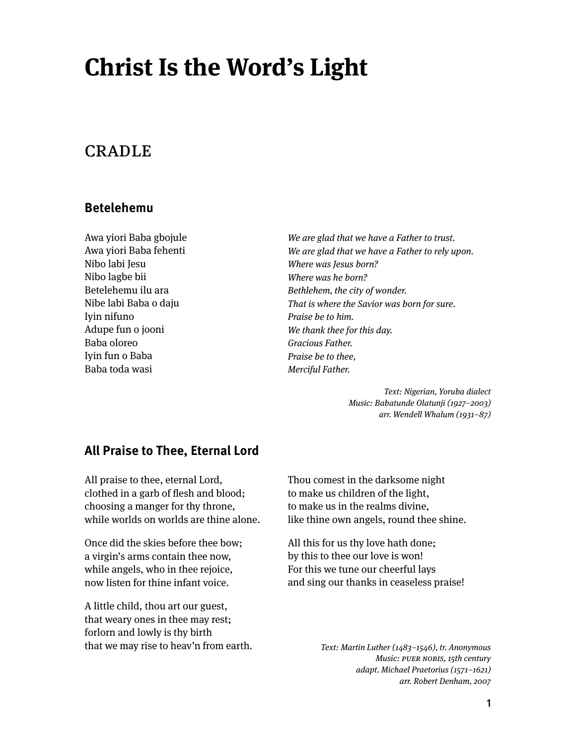# Christ Is the Word's Light

## CRADLE

### Betelehemu

Awa yiori Baba gbojule
Awa yiori Baba fehenti
Nibo labi Jesu
Nibo lagbe bii
Betelehemu ilu ara
Nibe labi Baba o daju
Iyin nifuno
Adupe fun o jooni
Baba oloreo
Iyin fun o Baba
Baba toda wasi

*We are glad that we have a Father to trust.*
*We are glad that we have a Father to rely upon.*
*Where was Jesus born?*
*Where was he born?*
*Bethlehem, the city of wonder.*
*That is where the Savior was born for sure.*
*Praise be to him.*
*We thank thee for this day.*
*Gracious Father.*
*Praise be to thee,*
*Merciful Father.*

*Text: Nigerian, Yoruba dialect*
*Music: Babatunde Olatunji (1927–2003)*
*arr. Wendell Whalum (1931–87)*

### All Praise to Thee, Eternal Lord

All praise to thee, eternal Lord,
clothed in a garb of flesh and blood;
choosing a manger for thy throne,
while worlds on worlds are thine alone.

Once did the skies before thee bow;
a virgin's arms contain thee now,
while angels, who in thee rejoice,
now listen for thine infant voice.

A little child, thou art our guest,
that weary ones in thee may rest;
forlorn and lowly is thy birth
that we may rise to heav'n from earth.

Thou comest in the darksome night
to make us children of the light,
to make us in the realms divine,
like thine own angels, round thee shine.

All this for us thy love hath done;
by this to thee our love is won!
For this we tune our cheerful lays
and sing our thanks in ceaseless praise!

*Text: Martin Luther (1483–1546), tr. Anonymous*
*Music: PUER NOBIS, 15th century*
*adapt. Michael Praetorius (1571–1621)*
*arr. Robert Denham, 2007*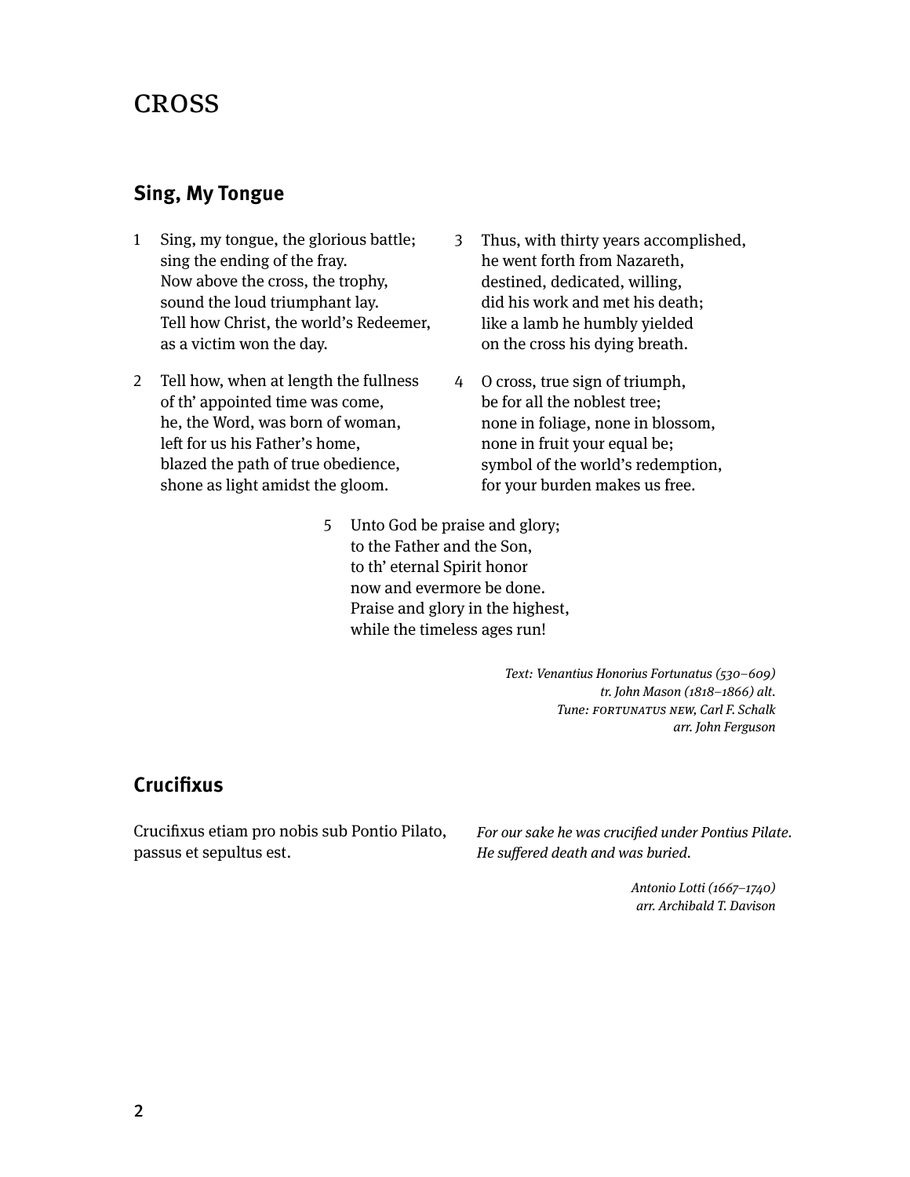# CROSS

## Sing, My Tongue

1. Sing, my tongue, the glorious battle;
   sing the ending of the fray.
   Now above the cross, the trophy,
   sound the loud triumphant lay.
   Tell how Christ, the world's Redeemer,
   as a victim won the day.

2. Tell how, when at length the fullness
   of th' appointed time was come,
   he, the Word, was born of woman,
   left for us his Father's home,
   blazed the path of true obedience,
   shone as light amidst the gloom.

3. Thus, with thirty years accomplished,
   he went forth from Nazareth,
   destined, dedicated, willing,
   did his work and met his death;
   like a lamb he humbly yielded
   on the cross his dying breath.

4. O cross, true sign of triumph,
   be for all the noblest tree;
   none in foliage, none in blossom,
   none in fruit your equal be;
   symbol of the world's redemption,
   for your burden makes us free.

5. Unto God be praise and glory;
   to the Father and the Son,
   to th' eternal Spirit honor
   now and evermore be done.
   Praise and glory in the highest,
   while the timeless ages run!

*Text: Venantius Honorius Fortunatus (530–609)*
*tr. John Mason (1818–1866) alt.*
*Tune: FORTUNATUS NEW, Carl F. Schalk*
*arr. John Ferguson*

## Crucifixus

Crucifixus etiam pro nobis sub Pontio Pilato,
passus et sepultus est.

*For our sake he was crucified under Pontius Pilate.*
*He suffered death and was buried.*

*Antonio Lotti (1667–1740)*
*arr. Archibald T. Davison*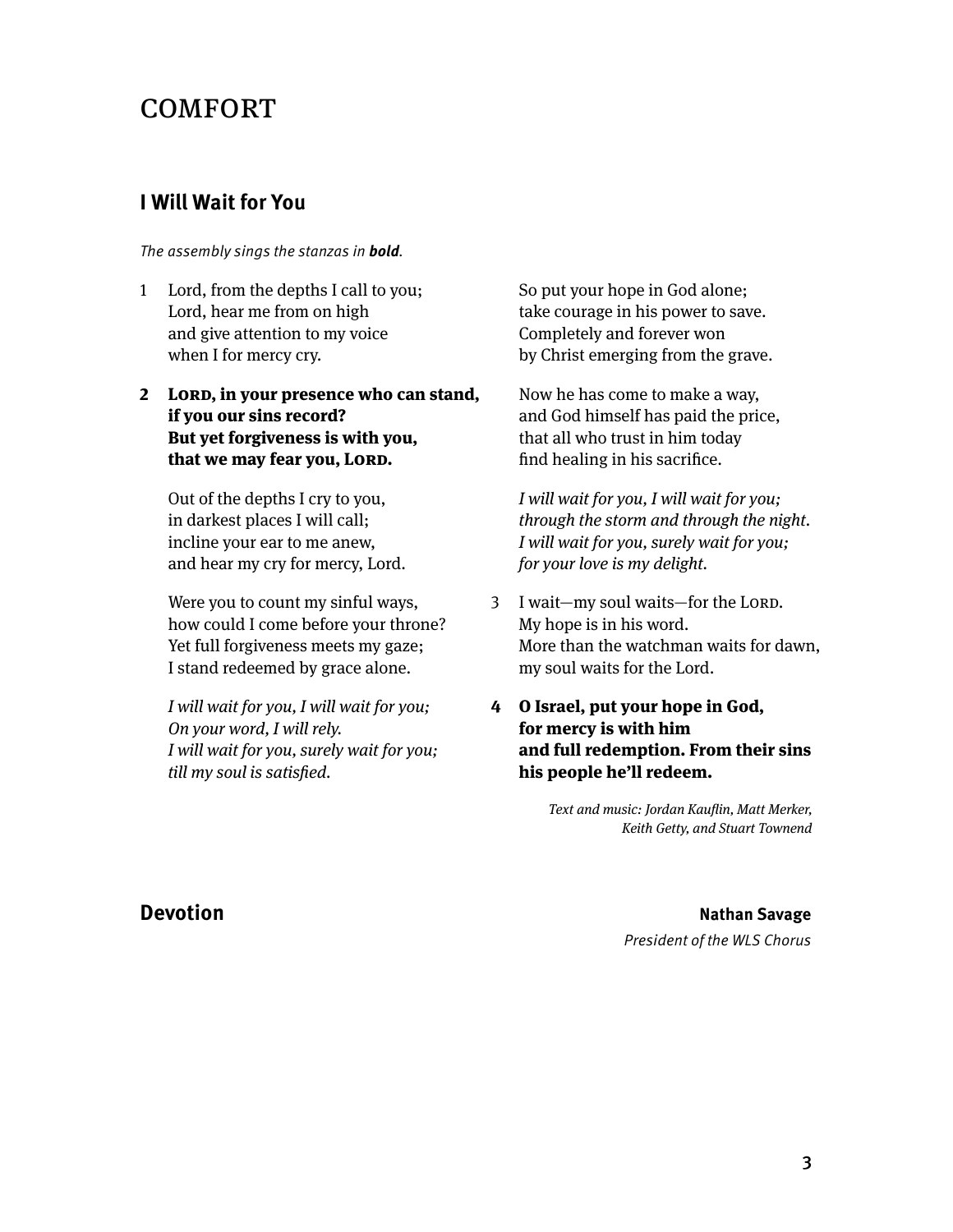# COMFORT

## I Will Wait for You

*The assembly sings the stanzas in **bold**.*

1 Lord, from the depths I call to you;
Lord, hear me from on high
and give attention to my voice
when I for mercy cry.

**2 LORD, in your presence who can stand,**
**if you our sins record?**
**But yet forgiveness is with you,**
**that we may fear you, LORD.**

Out of the depths I cry to you,
in darkest places I will call;
incline your ear to me anew,
and hear my cry for mercy, Lord.

Were you to count my sinful ways,
how could I come before your throne?
Yet full forgiveness meets my gaze;
I stand redeemed by grace alone.

*I will wait for you, I will wait for you;*
*On your word, I will rely.*
*I will wait for you, surely wait for you;*
*till my soul is satisfied.*

So put your hope in God alone;
take courage in his power to save.
Completely and forever won
by Christ emerging from the grave.

Now he has come to make a way,
and God himself has paid the price,
that all who trust in him today
find healing in his sacrifice.

*I will wait for you, I will wait for you;*
*through the storm and through the night.*
*I will wait for you, surely wait for you;*
*for your love is my delight.*

3 I wait—my soul waits—for the LORD.
My hope is in his word.
More than the watchman waits for dawn,
my soul waits for the Lord.

**4 O Israel, put your hope in God,**
**for mercy is with him**
**and full redemption. From their sins**
**his people he'll redeem.**

*Text and music: Jordan Kauflin, Matt Merker, Keith Getty, and Stuart Townend*

## Devotion

**Nathan Savage**
*President of the WLS Chorus*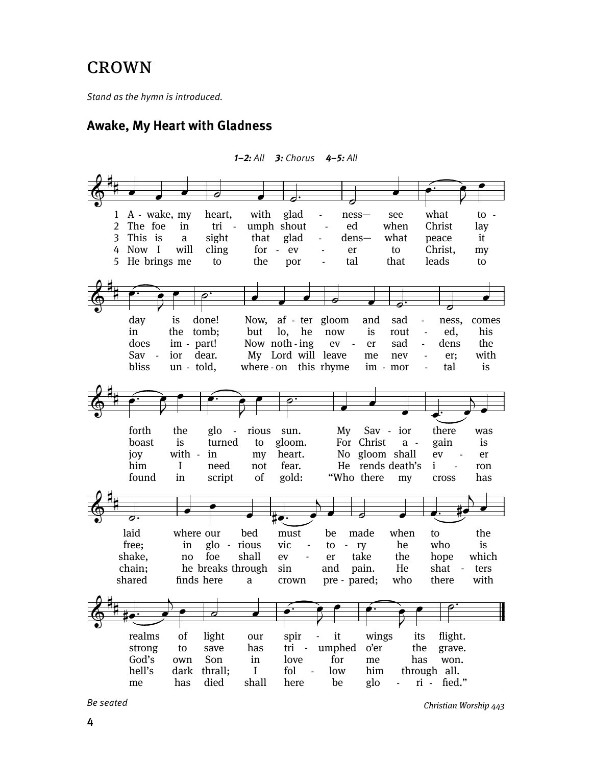# CROWN

*Stand as the hymn is introduced.*

## Awake, My Heart with Gladness

***1–2:** All* ***3:** Chorus* ***4–5:** All*

1 Awake, my heart, with gladness— see what today is done! Now, after gloom and sadness, comes forth the glorious sun. My Savior there was laid where our bed must be made when to the realms of light our spirit wings its flight.

2 The foe in triumph shouted when Christ lay in the tomb; but lo, he now is routed, his boast is turned to gloom. For Christ again is free; in glorious victory he who is strong to save has triumphed o'er the grave.

3 This is a sight that gladdens— what peace it does impart! Now nothing ever saddens the joy within my heart. No gloom shall ever shake, no foe shall ever take the hope which God's own Son in love for me has won.

4 Now I will cling forever to Christ, my Savior dear. My Lord will leave me never; with him I need not fear. He rends death's iron chain; he breaks through sin and pain. He shatters hell's dark thrall; I follow him through all.

5 He brings me to the portal that leads to bliss untold, whereon this rhyme immortal is found in script of gold: "Who there my cross has shared finds here a crown prepared; who there with me has died shall here be glorified."

*Be seated*

*Christian Worship 443*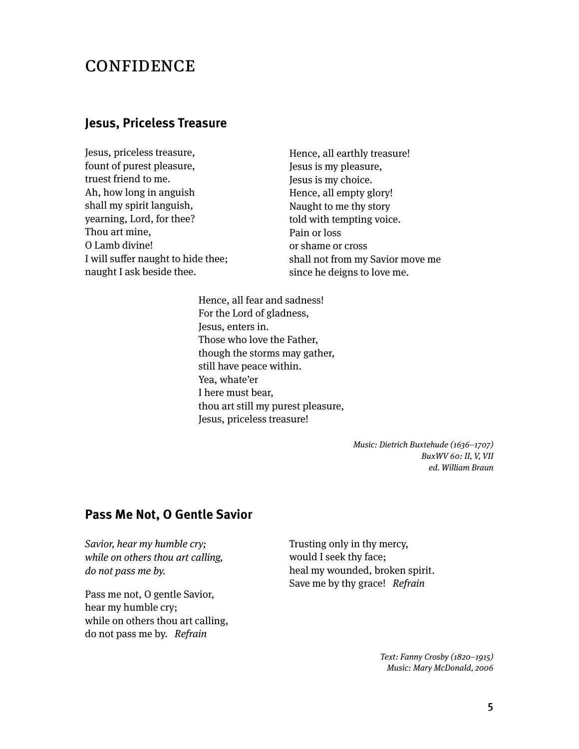# CONFIDENCE

## Jesus, Priceless Treasure

Jesus, priceless treasure,
fount of purest pleasure,
truest friend to me.
Ah, how long in anguish
shall my spirit languish,
yearning, Lord, for thee?
Thou art mine,
O Lamb divine!
I will suffer naught to hide thee;
naught I ask beside thee.

Hence, all earthly treasure!
Jesus is my pleasure,
Jesus is my choice.
Hence, all empty glory!
Naught to me thy story
told with tempting voice.
Pain or loss
or shame or cross
shall not from my Savior move me
since he deigns to love me.

Hence, all fear and sadness!
For the Lord of gladness,
Jesus, enters in.
Those who love the Father,
though the storms may gather,
still have peace within.
Yea, whate'er
I here must bear,
thou art still my purest pleasure,
Jesus, priceless treasure!

*Music: Dietrich Buxtehude (1636–1707)*
*BuxWV 60: II, V, VII*
*ed. William Braun*

## Pass Me Not, O Gentle Savior

*Savior, hear my humble cry;*
*while on others thou art calling,*
*do not pass me by.*

Pass me not, O gentle Savior,
hear my humble cry;
while on others thou art calling,
do not pass me by. *Refrain*

Trusting only in thy mercy,
would I seek thy face;
heal my wounded, broken spirit.
Save me by thy grace! *Refrain*

*Text: Fanny Crosby (1820–1915)*
*Music: Mary McDonald, 2006*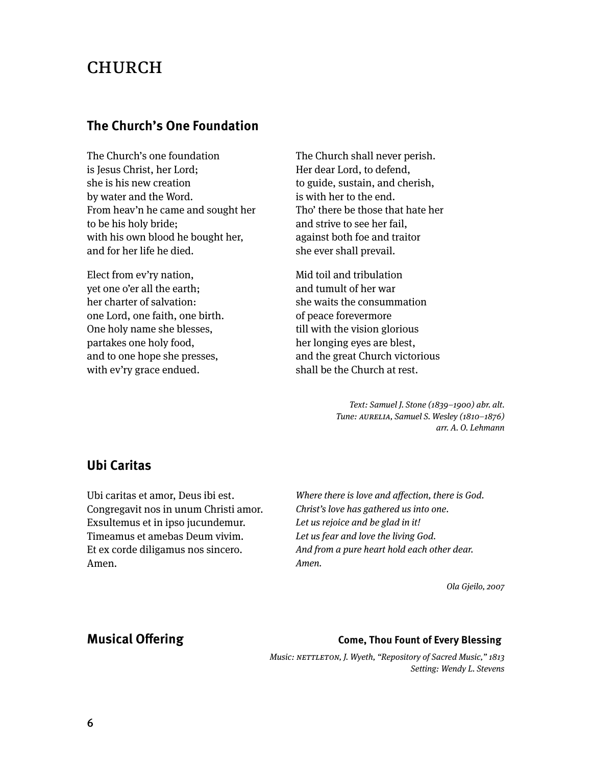# CHURCH

## The Church's One Foundation

The Church's one foundation
is Jesus Christ, her Lord;
she is his new creation
by water and the Word.
From heav'n he came and sought her
to be his holy bride;
with his own blood he bought her,
and for her life he died.

Elect from ev'ry nation,
yet one o'er all the earth;
her charter of salvation:
one Lord, one faith, one birth.
One holy name she blesses,
partakes one holy food,
and to one hope she presses,
with ev'ry grace endued.

The Church shall never perish.
Her dear Lord, to defend,
to guide, sustain, and cherish,
is with her to the end.
Tho' there be those that hate her
and strive to see her fail,
against both foe and traitor
she ever shall prevail.

Mid toil and tribulation
and tumult of her war
she waits the consummation
of peace forevermore
till with the vision glorious
her longing eyes are blest,
and the great Church victorious
shall be the Church at rest.

*Text: Samuel J. Stone (1839–1900) abr. alt.*
*Tune: AURELIA, Samuel S. Wesley (1810–1876)*
*arr. A. O. Lehmann*

## Ubi Caritas

Ubi caritas et amor, Deus ibi est.
Congregavit nos in unum Christi amor.
Exsultemus et in ipso jucundemur.
Timeamus et amebas Deum vivim.
Et ex corde diligamus nos sincero.
Amen.

*Where there is love and affection, there is God.*
*Christ's love has gathered us into one.*
*Let us rejoice and be glad in it!*
*Let us fear and love the living God.*
*And from a pure heart hold each other dear.*
*Amen.*

*Ola Gjeilo, 2007*

## Musical Offering

**Come, Thou Fount of Every Blessing**

*Music: NETTLETON, J. Wyeth, "Repository of Sacred Music," 1813*
*Setting: Wendy L. Stevens*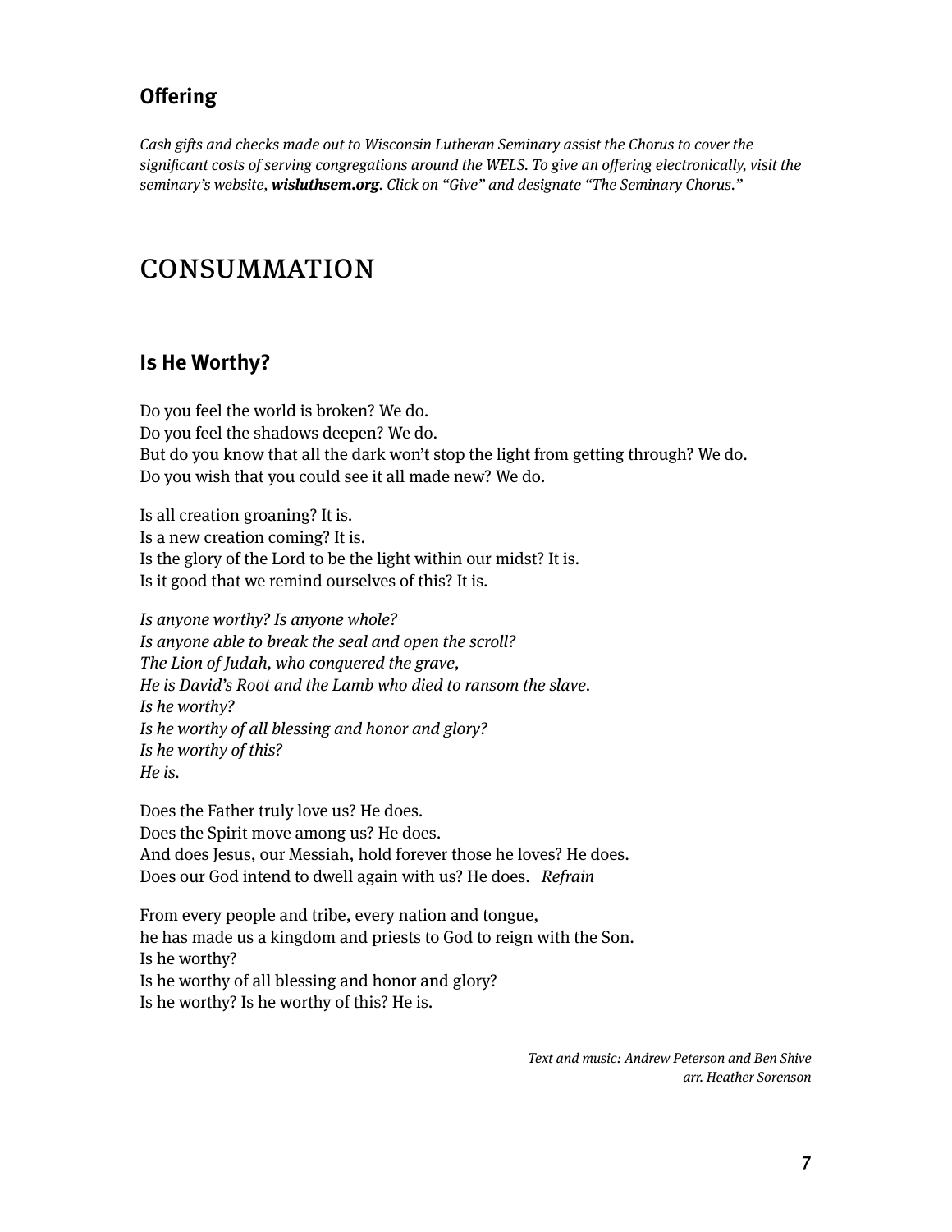### Offering

*Cash gifts and checks made out to Wisconsin Lutheran Seminary assist the Chorus to cover the significant costs of serving congregations around the WELS. To give an offering electronically, visit the seminary's website, **wisluthsem.org**. Click on "Give" and designate "The Seminary Chorus."*

## CONSUMMATION

### Is He Worthy?

Do you feel the world is broken? We do.
Do you feel the shadows deepen? We do.
But do you know that all the dark won't stop the light from getting through? We do.
Do you wish that you could see it all made new? We do.

Is all creation groaning? It is.
Is a new creation coming? It is.
Is the glory of the Lord to be the light within our midst? It is.
Is it good that we remind ourselves of this? It is.

*Is anyone worthy? Is anyone whole?*
*Is anyone able to break the seal and open the scroll?*
*The Lion of Judah, who conquered the grave,*
*He is David's Root and the Lamb who died to ransom the slave.*
*Is he worthy?*
*Is he worthy of all blessing and honor and glory?*
*Is he worthy of this?*
*He is.*

Does the Father truly love us? He does.
Does the Spirit move among us? He does.
And does Jesus, our Messiah, hold forever those he loves? He does.
Does our God intend to dwell again with us? He does. *Refrain*

From every people and tribe, every nation and tongue,
he has made us a kingdom and priests to God to reign with the Son.
Is he worthy?
Is he worthy of all blessing and honor and glory?
Is he worthy? Is he worthy of this? He is.

*Text and music: Andrew Peterson and Ben Shive*
*arr. Heather Sorenson*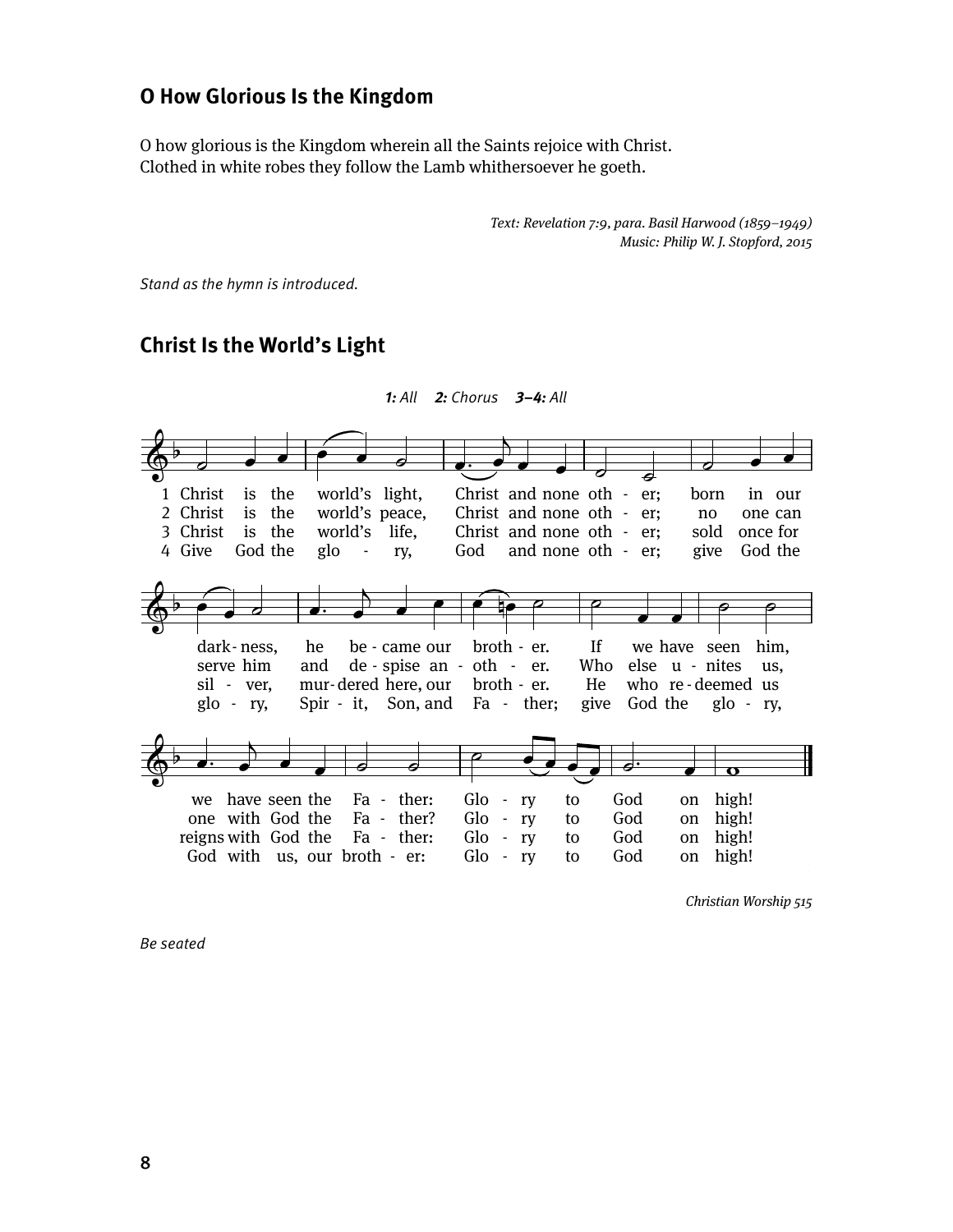## O How Glorious Is the Kingdom

O how glorious is the Kingdom wherein all the Saints rejoice with Christ.
Clothed in white robes they follow the Lamb whithersoever he goeth.

*Text: Revelation 7:9, para. Basil Harwood (1859–1949)*
*Music: Philip W. J. Stopford, 2015*

*Stand as the hymn is introduced.*

## Christ Is the World's Light

***1:** All* ***2:** Chorus* ***3–4:** All*

1 Christ is the world's light, Christ and none oth - er; born in our dark- ness, he be - came our broth - er. If we have seen him, we have seen the Fa - ther: Glo - ry to God on high!

2 Christ is the world's peace, Christ and none oth - er; no one can serve him and de - spise an - oth - er. Who else u - nites us, one with God the Fa - ther? Glo - ry to God on high!

3 Christ is the world's life, Christ and none oth - er; sold once for sil - ver, mur- dered here, our broth - er. He who re - deemed us reigns with God the Fa - ther: Glo - ry to God on high!

4 Give God the glo - ry, God and none oth - er; give God the glo - ry, Spir - it, Son, and Fa - ther; give God the glo - ry, God with us, our broth - er: Glo - ry to God on high!

*Christian Worship 515*

*Be seated*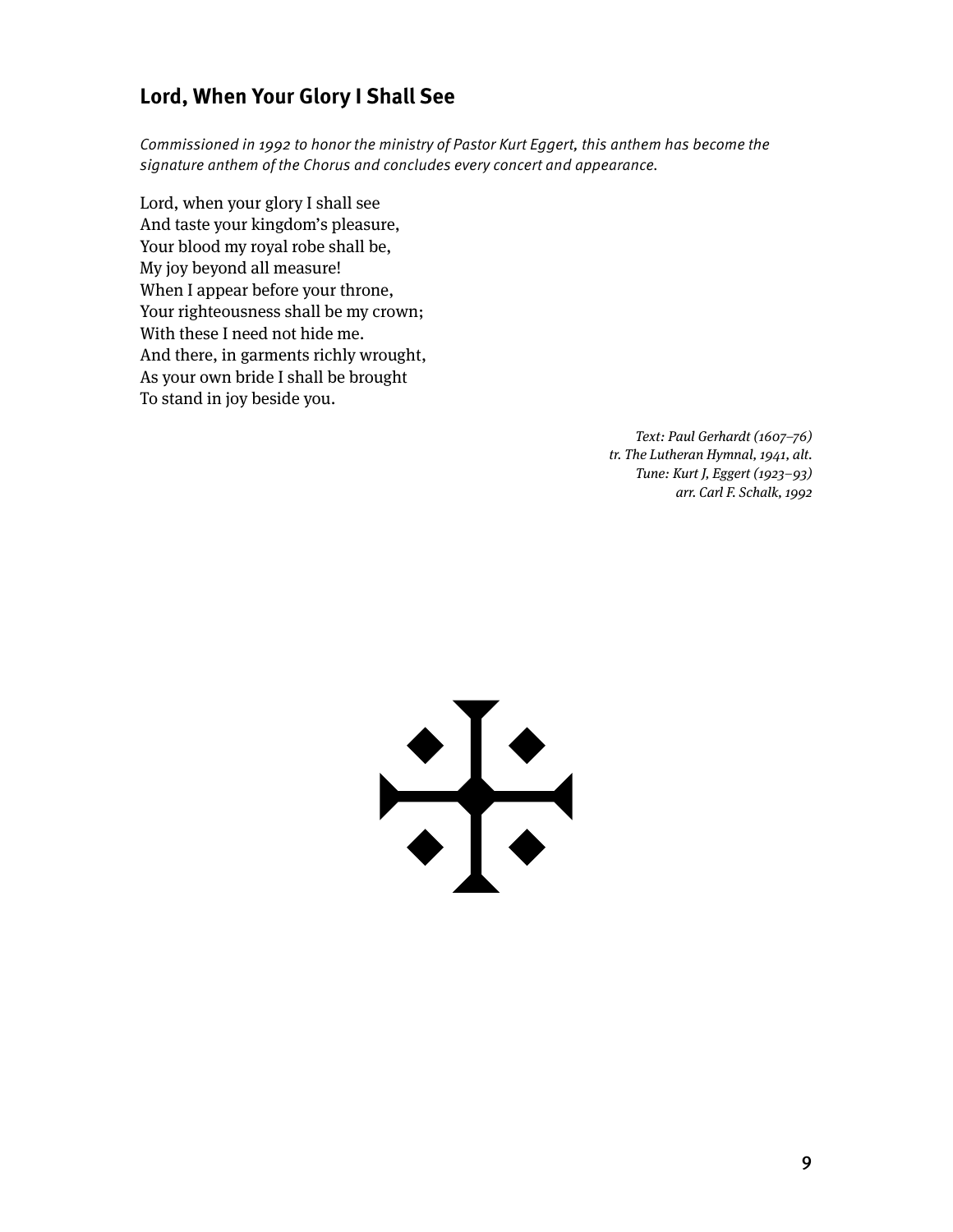## Lord, When Your Glory I Shall See

*Commissioned in 1992 to honor the ministry of Pastor Kurt Eggert, this anthem has become the signature anthem of the Chorus and concludes every concert and appearance.*

Lord, when your glory I shall see  
And taste your kingdom's pleasure,  
Your blood my royal robe shall be,  
My joy beyond all measure!  
When I appear before your throne,  
Your righteousness shall be my crown;  
With these I need not hide me.  
And there, in garments richly wrought,  
As your own bride I shall be brought  
To stand in joy beside you.

*Text: Paul Gerhardt (1607–76)*  
*tr. The Lutheran Hymnal, 1941, alt.*  
*Tune: Kurt J, Eggert (1923–93)*  
*arr. Carl F. Schalk, 1992*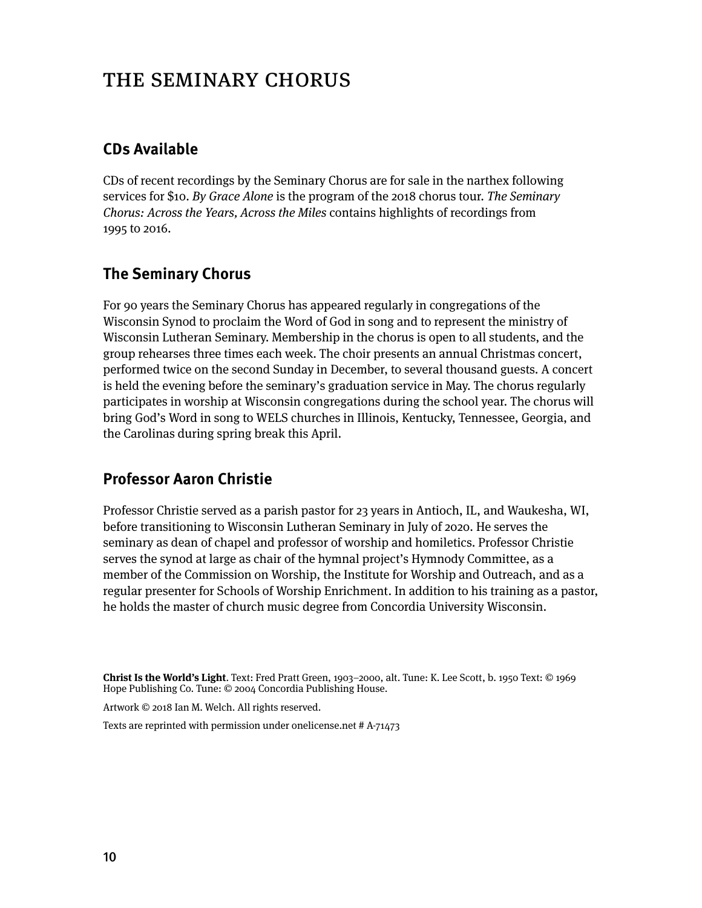# THE SEMINARY CHORUS

## CDs Available

CDs of recent recordings by the Seminary Chorus are for sale in the narthex following services for $10. *By Grace Alone* is the program of the 2018 chorus tour. *The Seminary Chorus: Across the Years, Across the Miles* contains highlights of recordings from 1995 to 2016.

## The Seminary Chorus

For 90 years the Seminary Chorus has appeared regularly in congregations of the Wisconsin Synod to proclaim the Word of God in song and to represent the ministry of Wisconsin Lutheran Seminary. Membership in the chorus is open to all students, and the group rehearses three times each week. The choir presents an annual Christmas concert, performed twice on the second Sunday in December, to several thousand guests. A concert is held the evening before the seminary's graduation service in May. The chorus regularly participates in worship at Wisconsin congregations during the school year. The chorus will bring God's Word in song to WELS churches in Illinois, Kentucky, Tennessee, Georgia, and the Carolinas during spring break this April.

## Professor Aaron Christie

Professor Christie served as a parish pastor for 23 years in Antioch, IL, and Waukesha, WI, before transitioning to Wisconsin Lutheran Seminary in July of 2020. He serves the seminary as dean of chapel and professor of worship and homiletics. Professor Christie serves the synod at large as chair of the hymnal project's Hymnody Committee, as a member of the Commission on Worship, the Institute for Worship and Outreach, and as a regular presenter for Schools of Worship Enrichment. In addition to his training as a pastor, he holds the master of church music degree from Concordia University Wisconsin.

**Christ Is the World's Light**. Text: Fred Pratt Green, 1903–2000, alt. Tune: K. Lee Scott, b. 1950 Text: © 1969 Hope Publishing Co. Tune: © 2004 Concordia Publishing House.

Artwork © 2018 Ian M. Welch. All rights reserved.

Texts are reprinted with permission under onelicense.net # A-71473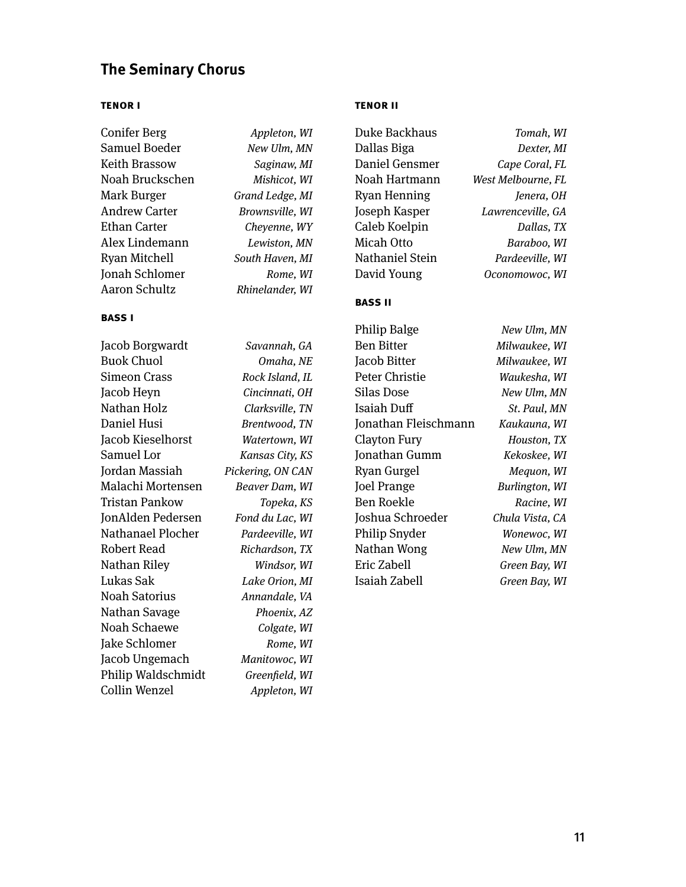## The Seminary Chorus

**TENOR I**

| | |
|---|---|
| Conifer Berg | *Appleton, WI* |
| Samuel Boeder | *New Ulm, MN* |
| Keith Brassow | *Saginaw, MI* |
| Noah Bruckschen | *Mishicot, WI* |
| Mark Burger | *Grand Ledge, MI* |
| Andrew Carter | *Brownsville, WI* |
| Ethan Carter | *Cheyenne, WY* |
| Alex Lindemann | *Lewiston, MN* |
| Ryan Mitchell | *South Haven, MI* |
| Jonah Schlomer | *Rome, WI* |
| Aaron Schultz | *Rhinelander, WI* |

**BASS I**

| | |
|---|---|
| Jacob Borgwardt | *Savannah, GA* |
| Buok Chuol | *Omaha, NE* |
| Simeon Crass | *Rock Island, IL* |
| Jacob Heyn | *Cincinnati, OH* |
| Nathan Holz | *Clarksville, TN* |
| Daniel Husi | *Brentwood, TN* |
| Jacob Kieselhorst | *Watertown, WI* |
| Samuel Lor | *Kansas City, KS* |
| Jordan Massiah | *Pickering, ON CAN* |
| Malachi Mortensen | *Beaver Dam, WI* |
| Tristan Pankow | *Topeka, KS* |
| JonAlden Pedersen | *Fond du Lac, WI* |
| Nathanael Plocher | *Pardeeville, WI* |
| Robert Read | *Richardson, TX* |
| Nathan Riley | *Windsor, WI* |
| Lukas Sak | *Lake Orion, MI* |
| Noah Satorius | *Annandale, VA* |
| Nathan Savage | *Phoenix, AZ* |
| Noah Schaewe | *Colgate, WI* |
| Jake Schlomer | *Rome, WI* |
| Jacob Ungemach | *Manitowoc, WI* |
| Philip Waldschmidt | *Greenfield, WI* |
| Collin Wenzel | *Appleton, WI* |

**TENOR II**

| | |
|---|---|
| Duke Backhaus | *Tomah, WI* |
| Dallas Biga | *Dexter, MI* |
| Daniel Gensmer | *Cape Coral, FL* |
| Noah Hartmann | *West Melbourne, FL* |
| Ryan Henning | *Jenera, OH* |
| Joseph Kasper | *Lawrenceville, GA* |
| Caleb Koelpin | *Dallas, TX* |
| Micah Otto | *Baraboo, WI* |
| Nathaniel Stein | *Pardeeville, WI* |
| David Young | *Oconomowoc, WI* |

**BASS II**

| | |
|---|---|
| Philip Balge | *New Ulm, MN* |
| Ben Bitter | *Milwaukee, WI* |
| Jacob Bitter | *Milwaukee, WI* |
| Peter Christie | *Waukesha, WI* |
| Silas Dose | *New Ulm, MN* |
| Isaiah Duff | *St. Paul, MN* |
| Jonathan Fleischmann | *Kaukauna, WI* |
| Clayton Fury | *Houston, TX* |
| Jonathan Gumm | *Kekoskee, WI* |
| Ryan Gurgel | *Mequon, WI* |
| Joel Prange | *Burlington, WI* |
| Ben Roekle | *Racine, WI* |
| Joshua Schroeder | *Chula Vista, CA* |
| Philip Snyder | *Wonewoc, WI* |
| Nathan Wong | *New Ulm, MN* |
| Eric Zabell | *Green Bay, WI* |
| Isaiah Zabell | *Green Bay, WI* |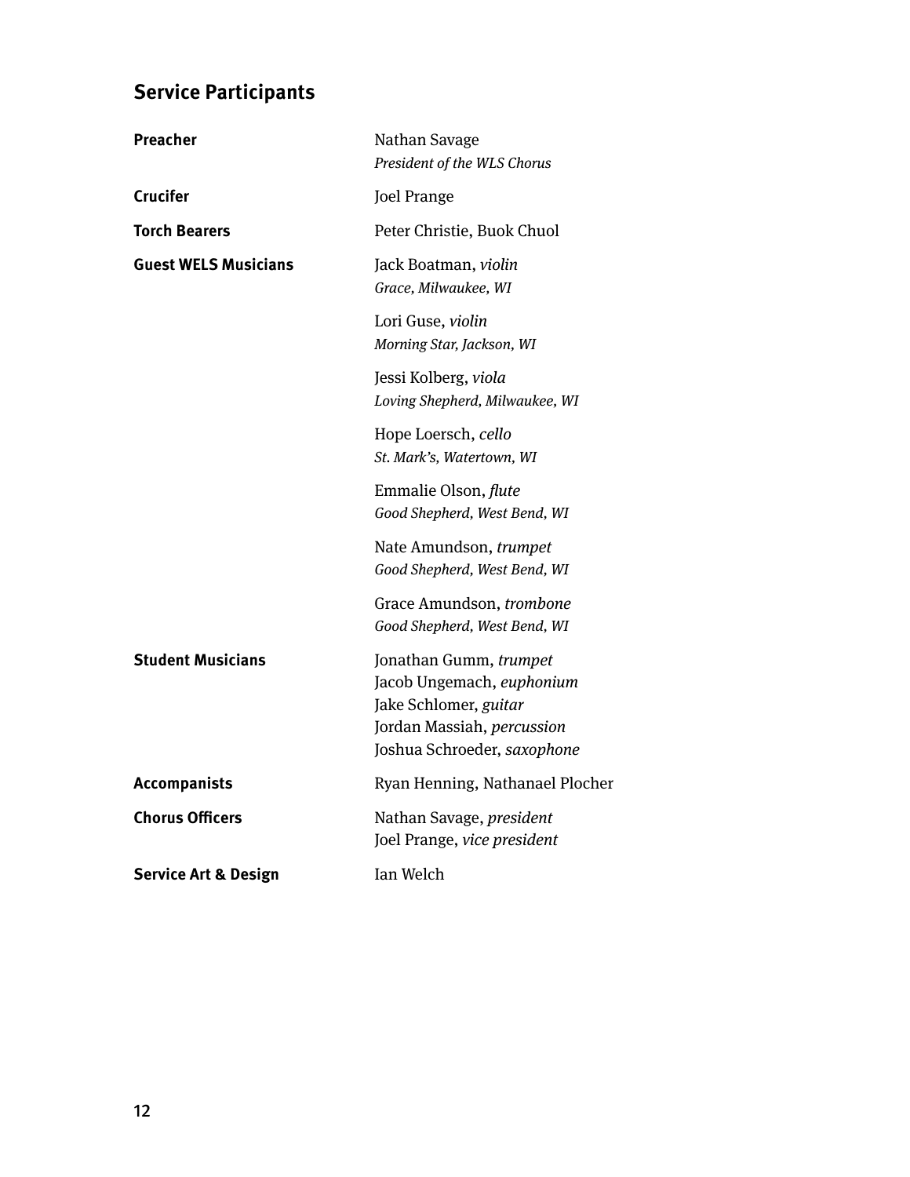## Service Participants

| | |
|---|---|
| **Preacher** | Nathan Savage<br>*President of the WLS Chorus* |
| **Crucifer** | Joel Prange |
| **Torch Bearers** | Peter Christie, Buok Chuol |
| **Guest WELS Musicians** | Jack Boatman, *violin*<br>*Grace, Milwaukee, WI*<br><br>Lori Guse, *violin*<br>*Morning Star, Jackson, WI*<br><br>Jessi Kolberg, *viola*<br>*Loving Shepherd, Milwaukee, WI*<br><br>Hope Loersch, *cello*<br>*St. Mark's, Watertown, WI*<br><br>Emmalie Olson, *flute*<br>*Good Shepherd, West Bend, WI*<br><br>Nate Amundson, *trumpet*<br>*Good Shepherd, West Bend, WI*<br><br>Grace Amundson, *trombone*<br>*Good Shepherd, West Bend, WI* |
| **Student Musicians** | Jonathan Gumm, *trumpet*<br>Jacob Ungemach, *euphonium*<br>Jake Schlomer, *guitar*<br>Jordan Massiah, *percussion*<br>Joshua Schroeder, *saxophone* |
| **Accompanists** | Ryan Henning, Nathanael Plocher |
| **Chorus Officers** | Nathan Savage, *president*<br>Joel Prange, *vice president* |
| **Service Art & Design** | Ian Welch |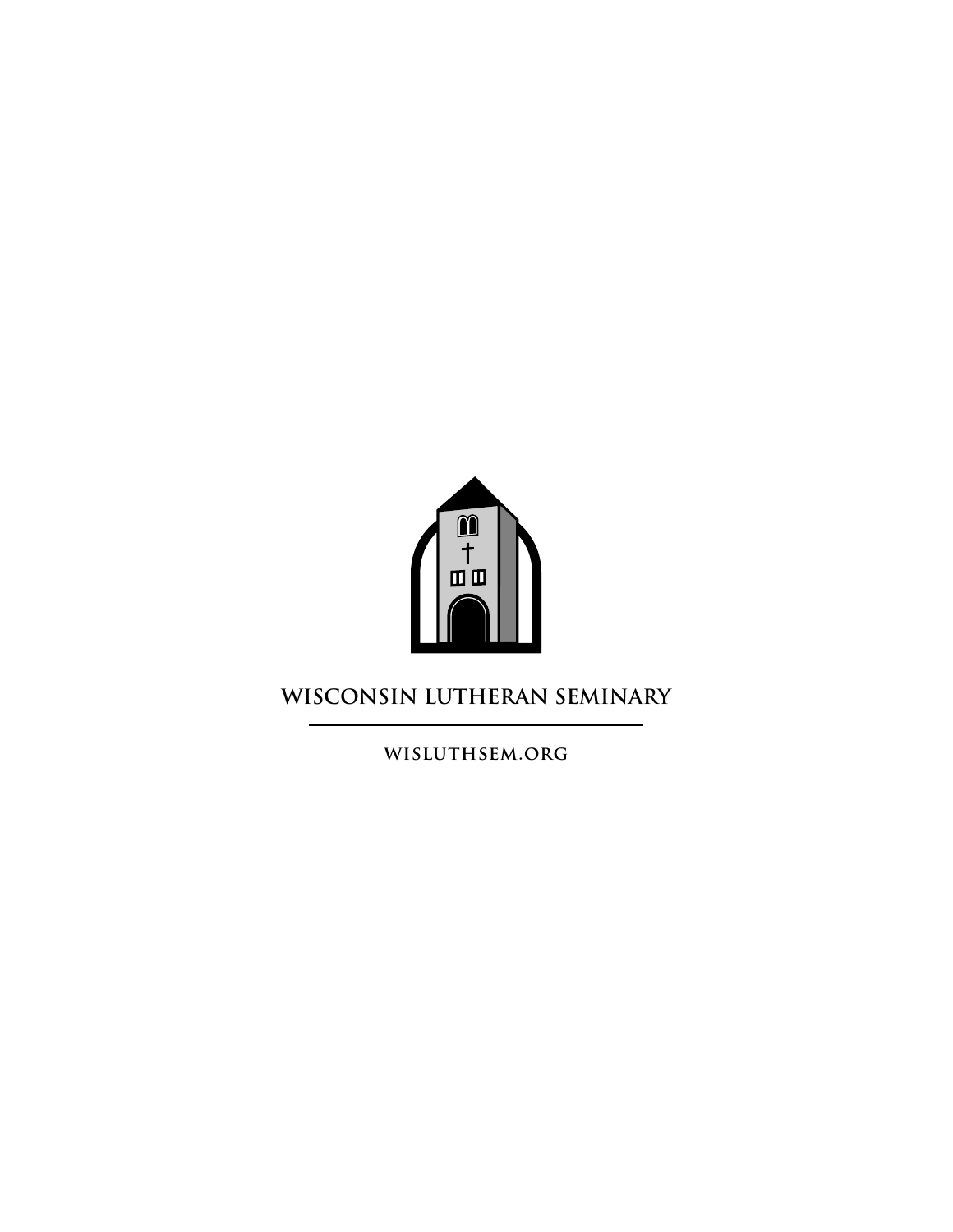WISCONSIN LUTHERAN SEMINARY

WISLUTHSEM.ORG